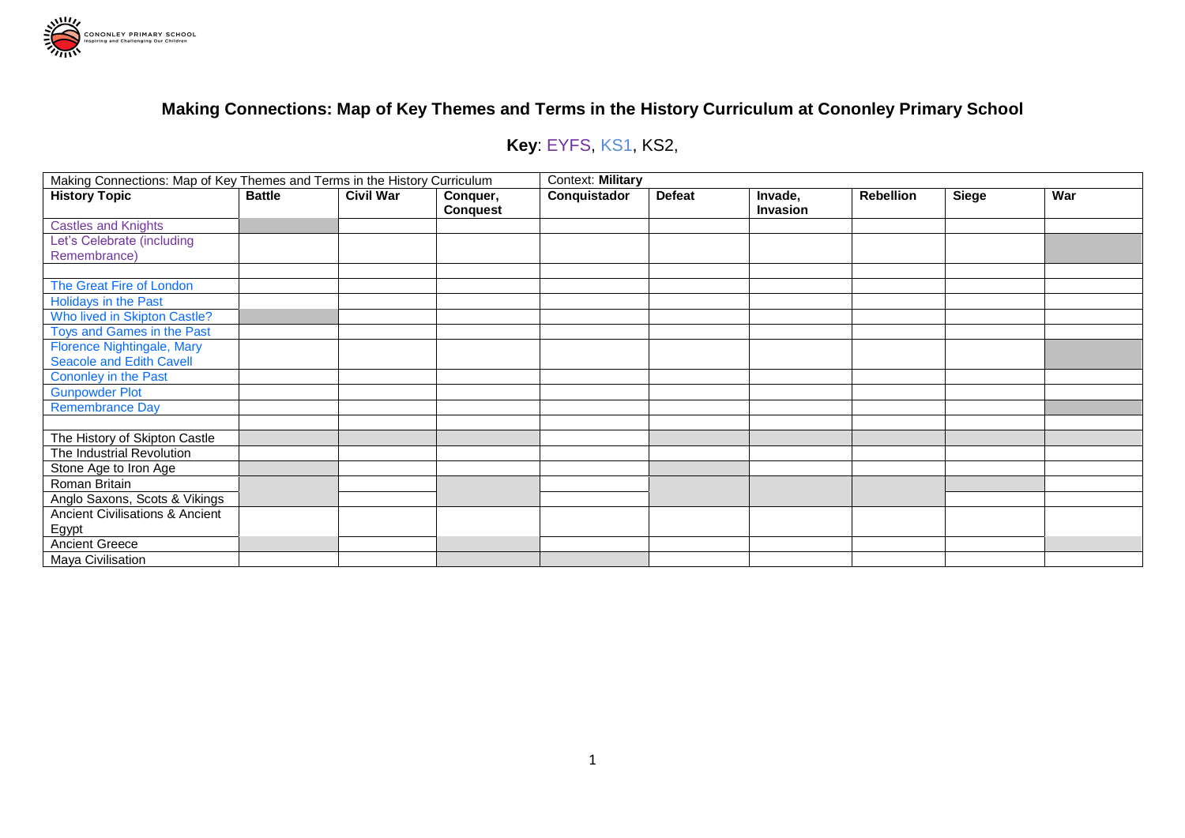## Making Connections: Map of Key Themes and Terms in the History Curriculum at Cononley Primary School

**Key**: EYFS, KS1, KS2,

| Making Connections: Map of Key Themes and Terms in the History Curriculum | | | | Context: **Military** | | | | | |
|---|---|---|---|---|---|---|---|---|---|
| **History Topic** | **Battle** | **Civil War** | **Conquer, Conquest** | **Conquistador** | **Defeat** | **Invade, Invasion** | **Rebellion** | **Siege** | **War** |
| Castles and Knights | | | | | | | | | |
| Let's Celebrate (including Remembrance) | | | | | | | | | |
| | | | | | | | | | |
| The Great Fire of London | | | | | | | | | |
| Holidays in the Past | | | | | | | | | |
| Who lived in Skipton Castle? | | | | | | | | | |
| Toys and Games in the Past | | | | | | | | | |
| Florence Nightingale, Mary Seacole and Edith Cavell | | | | | | | | | |
| Cononley in the Past | | | | | | | | | |
| Gunpowder Plot | | | | | | | | | |
| Remembrance Day | | | | | | | | | |
| | | | | | | | | | |
| The History of Skipton Castle | | | | | | | | | |
| The Industrial Revolution | | | | | | | | | |
| Stone Age to Iron Age | | | | | | | | | |
| Roman Britain | | | | | | | | | |
| Anglo Saxons, Scots & Vikings | | | | | | | | | |
| Ancient Civilisations & Ancient Egypt | | | | | | | | | |
| Ancient Greece | | | | | | | | | |
| Maya Civilisation | | | | | | | | | |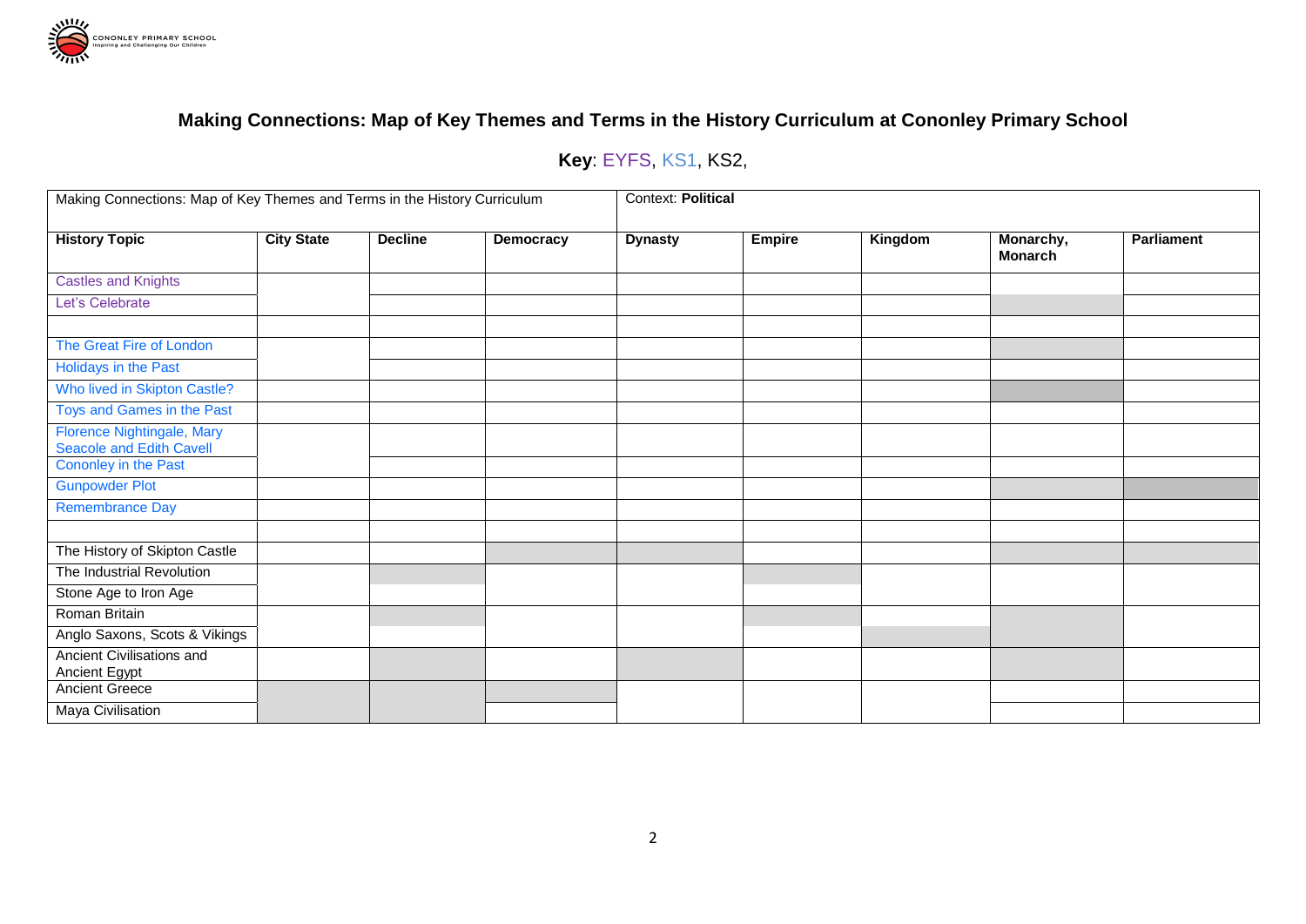# Making Connections: Map of Key Themes and Terms in the History Curriculum at Cononley Primary School

**Key**: EYFS, KS1, KS2,

| Making Connections: Map of Key Themes and Terms in the History Curriculum | | | | Context: **Political** | | | | |
|---|---|---|---|---|---|---|---|---|
| **History Topic** | **City State** | **Decline** | **Democracy** | **Dynasty** | **Empire** | **Kingdom** | **Monarchy, Monarch** | **Parliament** |
| Castles and Knights | | | | | | | | |
| Let's Celebrate | | | | | | | | |
| | | | | | | | | |
| The Great Fire of London | | | | | | | | |
| Holidays in the Past | | | | | | | | |
| Who lived in Skipton Castle? | | | | | | | | |
| Toys and Games in the Past | | | | | | | | |
| Florence Nightingale, Mary Seacole and Edith Cavell | | | | | | | | |
| Cononley in the Past | | | | | | | | |
| Gunpowder Plot | | | | | | | | |
| Remembrance Day | | | | | | | | |
| | | | | | | | | |
| The History of Skipton Castle | | | | | | | | |
| The Industrial Revolution | | | | | | | | |
| Stone Age to Iron Age | | | | | | | | |
| Roman Britain | | | | | | | | |
| Anglo Saxons, Scots & Vikings | | | | | | | | |
| Ancient Civilisations and Ancient Egypt | | | | | | | | |
| Ancient Greece | | | | | | | | |
| Maya Civilisation | | | | | | | | |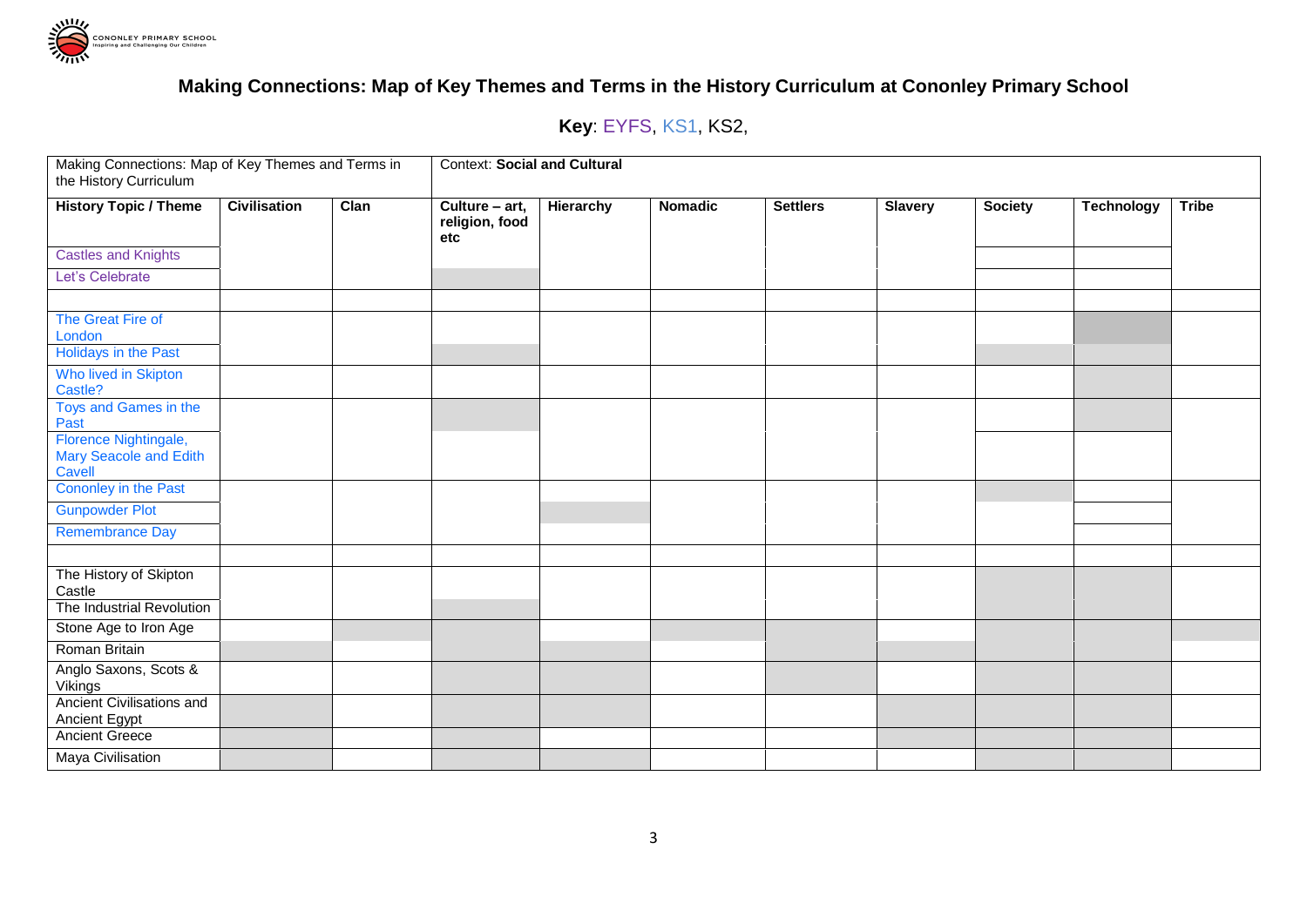# Making Connections: Map of Key Themes and Terms in the History Curriculum at Cononley Primary School

**Key**: EYFS, KS1, KS2,

| Making Connections: Map of Key Themes and Terms in the History Curriculum | | | Context: **Social and Cultural** | | | | | | | |
|---|---|---|---|---|---|---|---|---|---|---|
| **History Topic / Theme** | **Civilisation** | **Clan** | **Culture – art, religion, food etc** | **Hierarchy** | **Nomadic** | **Settlers** | **Slavery** | **Society** | **Technology** | **Tribe** |
| Castles and Knights | | | | | | | | | | |
| Let's Celebrate | | | | | | | | | | |
| | | | | | | | | | | |
| The Great Fire of London | | | | | | | | | | |
| Holidays in the Past | | | | | | | | | | |
| Who lived in Skipton Castle? | | | | | | | | | | |
| Toys and Games in the Past | | | | | | | | | | |
| Florence Nightingale, Mary Seacole and Edith Cavell | | | | | | | | | | |
| Cononley in the Past | | | | | | | | | | |
| Gunpowder Plot | | | | | | | | | | |
| Remembrance Day | | | | | | | | | | |
| | | | | | | | | | | |
| The History of Skipton Castle | | | | | | | | | | |
| The Industrial Revolution | | | | | | | | | | |
| Stone Age to Iron Age | | | | | | | | | | |
| Roman Britain | | | | | | | | | | |
| Anglo Saxons, Scots & Vikings | | | | | | | | | | |
| Ancient Civilisations and Ancient Egypt | | | | | | | | | | |
| Ancient Greece | | | | | | | | | | |
| Maya Civilisation | | | | | | | | | | |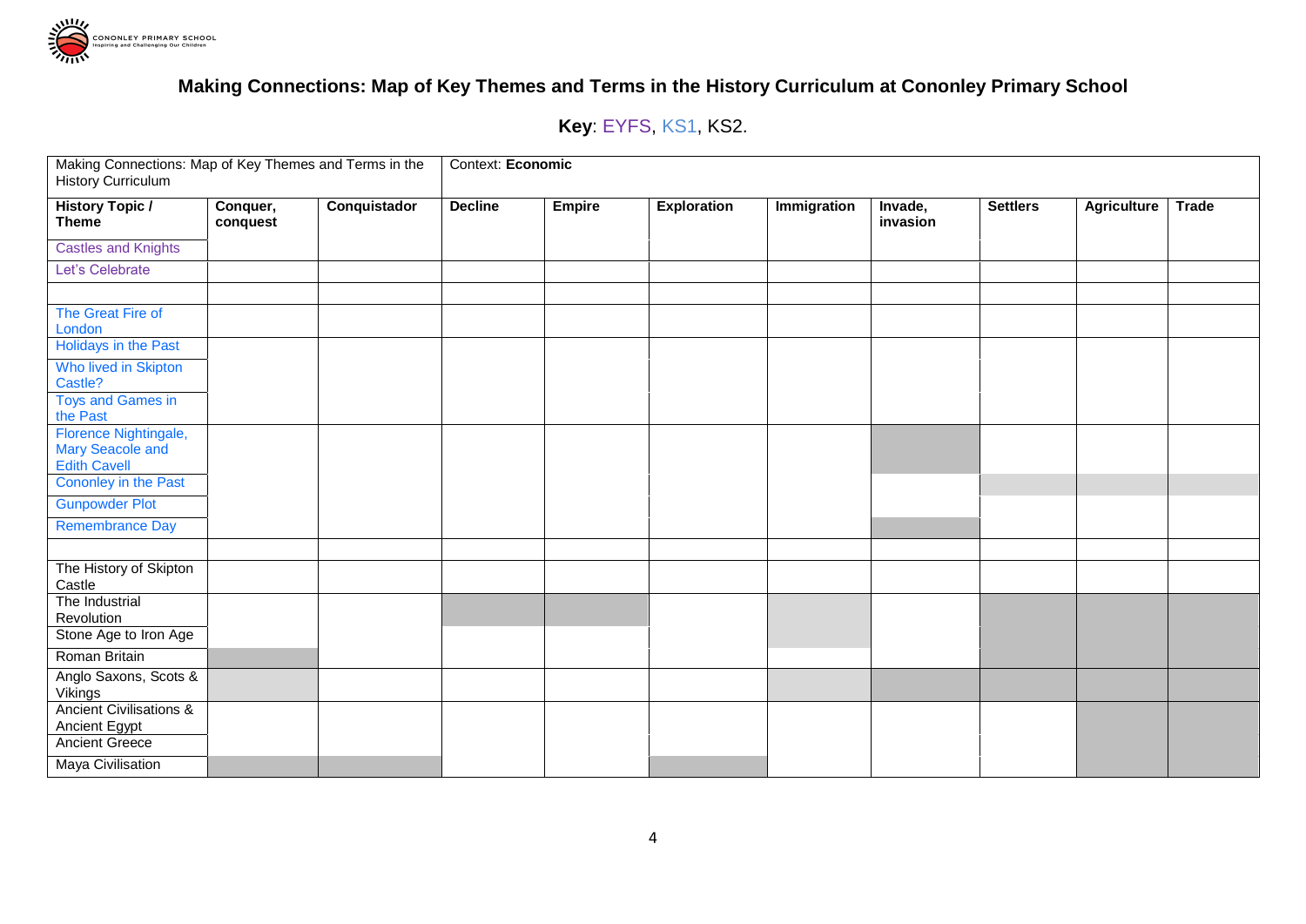CONONLEY PRIMARY SCHOOL
Inspiring and Challenging Our Children

## Making Connections: Map of Key Themes and Terms in the History Curriculum at Cononley Primary School

**Key**: EYFS, KS1, KS2.

| Making Connections: Map of Key Themes and Terms in the History Curriculum | | | Context: **Economic** | | | | | | | |
|---|---|---|---|---|---|---|---|---|---|---|
| **History Topic / Theme** | **Conquer, conquest** | **Conquistador** | **Decline** | **Empire** | **Exploration** | **Immigration** | **Invade, invasion** | **Settlers** | **Agriculture** | **Trade** |
| Castles and Knights | | | | | | | | | | |
| Let's Celebrate | | | | | | | | | | |
| | | | | | | | | | | |
| The Great Fire of London | | | | | | | | | | |
| Holidays in the Past | | | | | | | | | | |
| Who lived in Skipton Castle? | | | | | | | | | | |
| Toys and Games in the Past | | | | | | | | | | |
| Florence Nightingale, Mary Seacole and Edith Cavell | | | | | | | | | | |
| Cononley in the Past | | | | | | | | | | |
| Gunpowder Plot | | | | | | | | | | |
| Remembrance Day | | | | | | | | | | |
| | | | | | | | | | | |
| The History of Skipton Castle | | | | | | | | | | |
| The Industrial Revolution | | | | | | | | | | |
| Stone Age to Iron Age | | | | | | | | | | |
| Roman Britain | | | | | | | | | | |
| Anglo Saxons, Scots & Vikings | | | | | | | | | | |
| Ancient Civilisations & Ancient Egypt | | | | | | | | | | |
| Ancient Greece | | | | | | | | | | |
| Maya Civilisation | | | | | | | | | | |